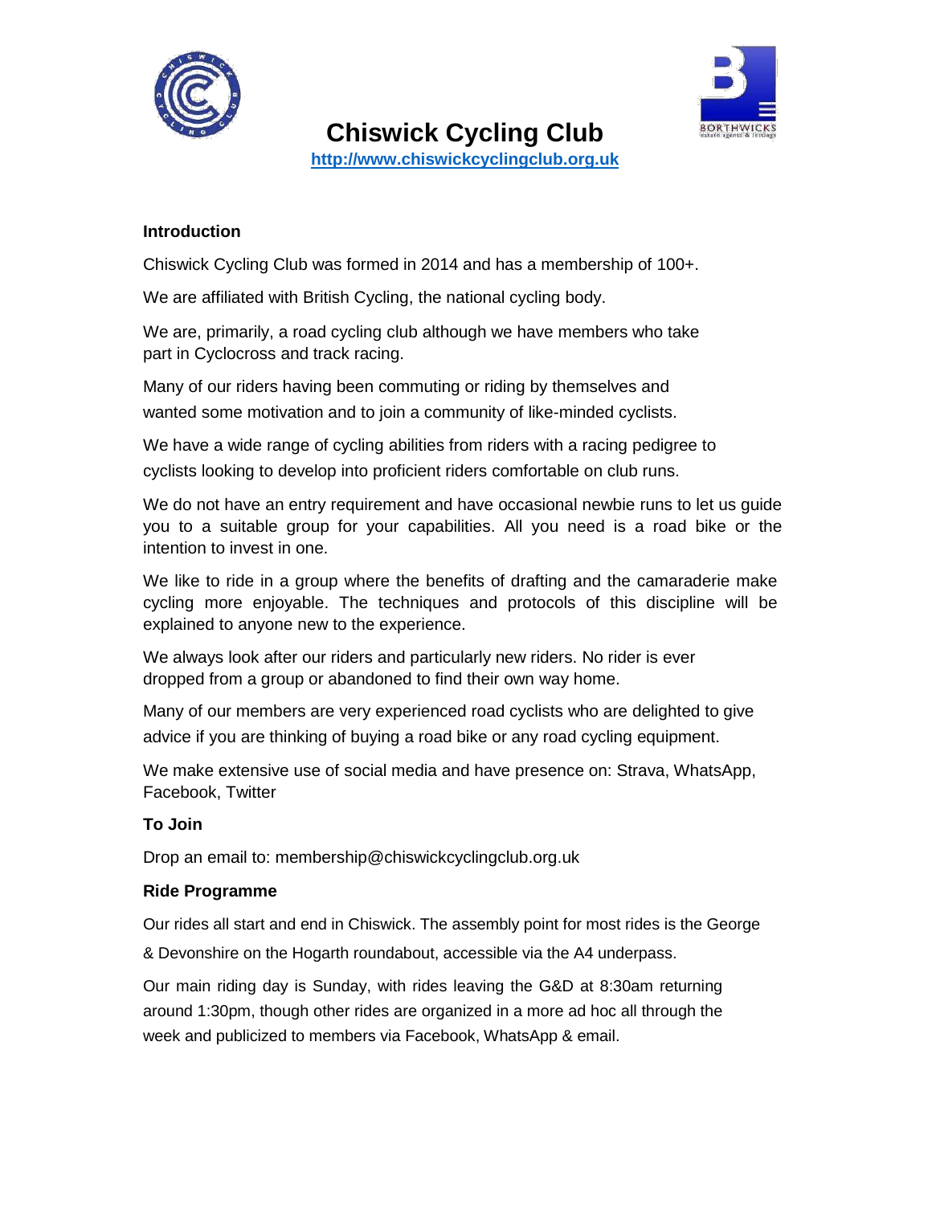# Chiswick Cycling Club

http://www.chiswickcyclingclub.org.uk

**Introduction**

Chiswick Cycling Club was formed in 2014 and has a membership of 100+.

We are affiliated with British Cycling, the national cycling body.

We are, primarily, a road cycling club although we have members who take part in Cyclocross and track racing.

Many of our riders having been commuting or riding by themselves and wanted some motivation and to join a community of like-minded cyclists.

We have a wide range of cycling abilities from riders with a racing pedigree to cyclists looking to develop into proficient riders comfortable on club runs.

We do not have an entry requirement and have occasional newbie runs to let us guide you to a suitable group for your capabilities. All you need is a road bike or the intention to invest in one.

We like to ride in a group where the benefits of drafting and the camaraderie make cycling more enjoyable. The techniques and protocols of this discipline will be explained to anyone new to the experience.

We always look after our riders and particularly new riders. No rider is ever dropped from a group or abandoned to find their own way home.

Many of our members are very experienced road cyclists who are delighted to give advice if you are thinking of buying a road bike or any road cycling equipment.

We make extensive use of social media and have presence on: Strava, WhatsApp, Facebook, Twitter

**To Join**

Drop an email to: membership@chiswickcyclingclub.org.uk

**Ride Programme**

Our rides all start and end in Chiswick. The assembly point for most rides is the George & Devonshire on the Hogarth roundabout, accessible via the A4 underpass.

Our main riding day is Sunday, with rides leaving the G&D at 8:30am returning around 1:30pm, though other rides are organized in a more ad hoc all through the week and publicized to members via Facebook, WhatsApp & email.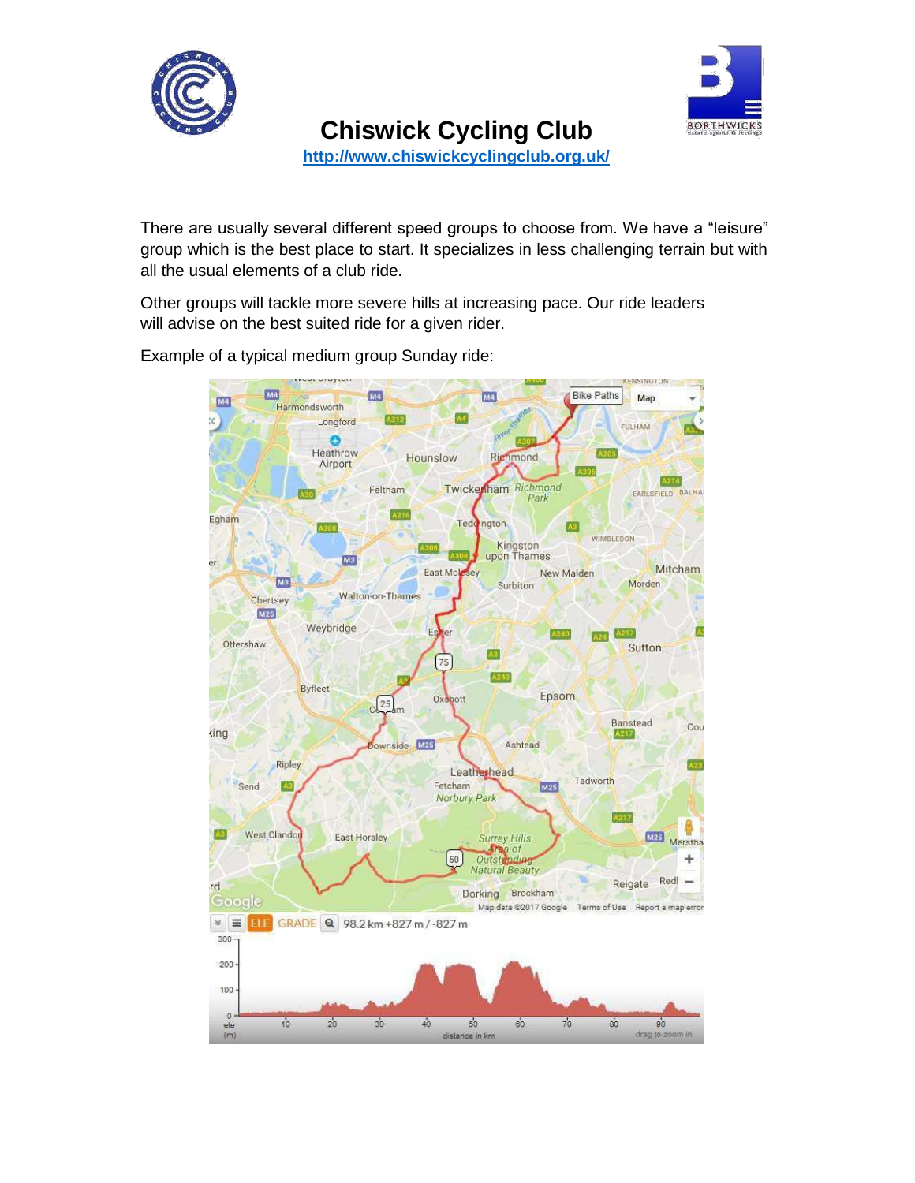# Chiswick Cycling Club

http://www.chiswickcyclingclub.org.uk/

There are usually several different speed groups to choose from. We have a "leisure" group which is the best place to start. It specializes in less challenging terrain but with all the usual elements of a club ride.

Other groups will tackle more severe hills at increasing pace. Our ride leaders will advise on the best suited ride for a given rider.

Example of a typical medium group Sunday ride:

98.2 km +827 m / -827 m

ele (m)

distance in km